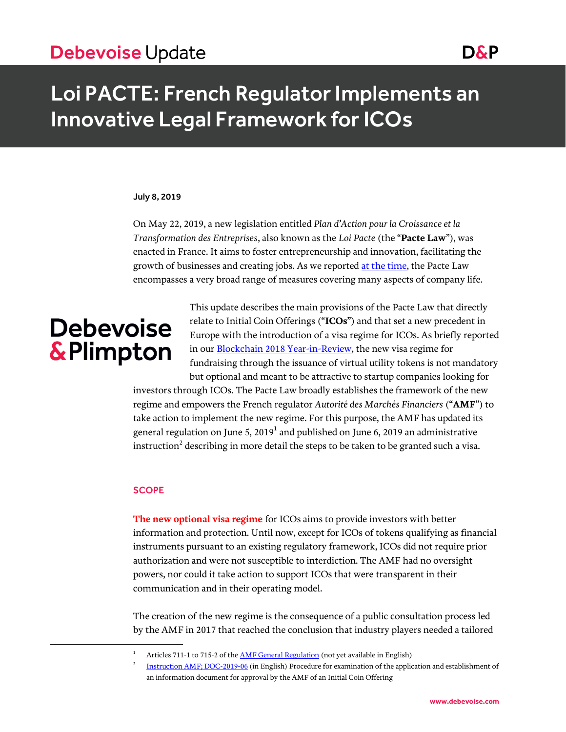# Loi PACTE: French Regulator Implements an Innovative Legal Framework for ICOs

**July 8, 2019**

On May 22, 2019, a new legislation entitled *Plan d'Action pour la Croissance et la Transformation des Entreprises*, also known as the *Loi Pacte* (the "**Pacte Law**"), was enacted in France. It aims to foster entrepreneurship and innovation, facilitating the growth of businesses and creating jobs. As we reported at the time, the Pacte Law encompasses a very broad range of measures covering many aspects of company life.

This update describes the main provisions of the Pacte Law that directly relate to Initial Coin Offerings ("**ICOs**") and that set a new precedent in Europe with the introduction of a visa regime for ICOs. As briefly reported in our Blockchain 2018 Year-in-Review, the new visa regime for fundraising through the issuance of virtual utility tokens is not mandatory but optional and meant to be attractive to startup companies looking for investors through ICOs. The Pacte Law broadly establishes the framework of the new regime and empowers the French regulator *Autorité des Marchés Financiers* ("**AMF**") to take action to implement the new regime. For this purpose, the AMF has updated its general regulation on June 5, 2019[1] and published on June 6, 2019 an administrative instruction[2] describing in more detail the steps to be taken to be granted such a visa.

## SCOPE

**The new optional visa regime** for ICOs aims to provide investors with better information and protection. Until now, except for ICOs of tokens qualifying as financial instruments pursuant to an existing regulatory framework, ICOs did not require prior authorization and were not susceptible to interdiction. The AMF had no oversight powers, nor could it take action to support ICOs that were transparent in their communication and in their operating model.

The creation of the new regime is the consequence of a public consultation process led by the AMF in 2017 that reached the conclusion that industry players needed a tailored

---

[1] Articles 711-1 to 715-2 of the AMF General Regulation (not yet available in English)

[2] Instruction AMF; DOC-2019-06 (in English) Procedure for examination of the application and establishment of an information document for approval by the AMF of an Initial Coin Offering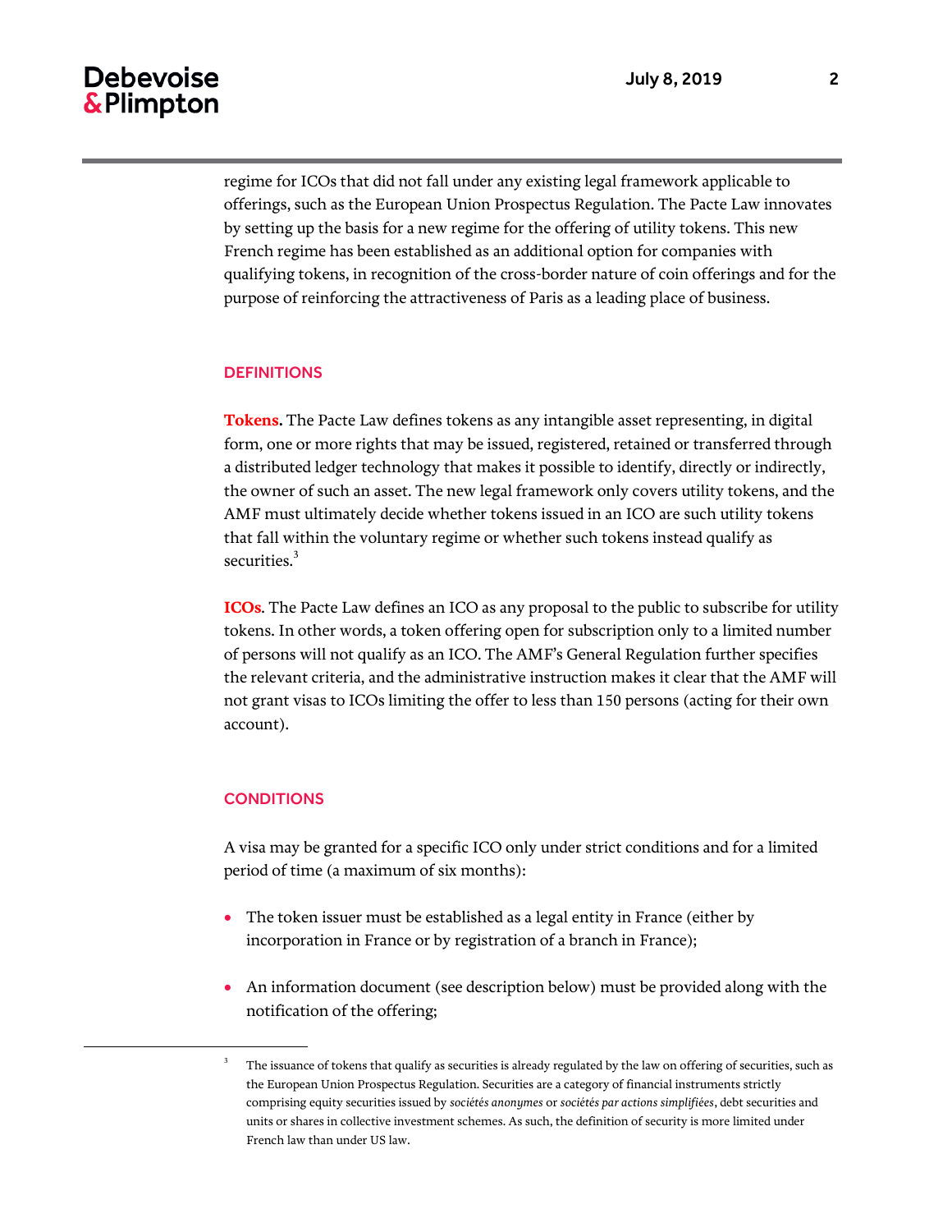regime for ICOs that did not fall under any existing legal framework applicable to offerings, such as the European Union Prospectus Regulation. The Pacte Law innovates by setting up the basis for a new regime for the offering of utility tokens. This new French regime has been established as an additional option for companies with qualifying tokens, in recognition of the cross-border nature of coin offerings and for the purpose of reinforcing the attractiveness of Paris as a leading place of business.

## DEFINITIONS

**Tokens.** The Pacte Law defines tokens as any intangible asset representing, in digital form, one or more rights that may be issued, registered, retained or transferred through a distributed ledger technology that makes it possible to identify, directly or indirectly, the owner of such an asset. The new legal framework only covers utility tokens, and the AMF must ultimately decide whether tokens issued in an ICO are such utility tokens that fall within the voluntary regime or whether such tokens instead qualify as securities.[3]

**ICOs**. The Pacte Law defines an ICO as any proposal to the public to subscribe for utility tokens. In other words, a token offering open for subscription only to a limited number of persons will not qualify as an ICO. The AMF's General Regulation further specifies the relevant criteria, and the administrative instruction makes it clear that the AMF will not grant visas to ICOs limiting the offer to less than 150 persons (acting for their own account).

## CONDITIONS

A visa may be granted for a specific ICO only under strict conditions and for a limited period of time (a maximum of six months):

- The token issuer must be established as a legal entity in France (either by incorporation in France or by registration of a branch in France);
- An information document (see description below) must be provided along with the notification of the offering;

---

[3] The issuance of tokens that qualify as securities is already regulated by the law on offering of securities, such as the European Union Prospectus Regulation. Securities are a category of financial instruments strictly comprising equity securities issued by *sociétés anonymes* or *sociétés par actions simplifiées*, debt securities and units or shares in collective investment schemes. As such, the definition of security is more limited under French law than under US law.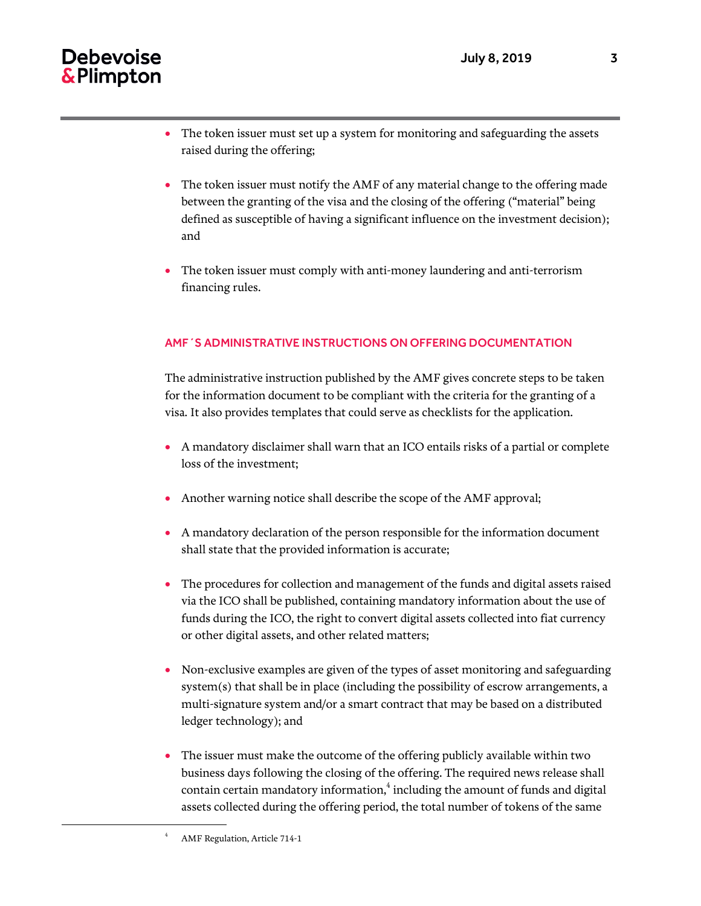- The token issuer must set up a system for monitoring and safeguarding the assets raised during the offering;

- The token issuer must notify the AMF of any material change to the offering made between the granting of the visa and the closing of the offering ("material" being defined as susceptible of having a significant influence on the investment decision); and

- The token issuer must comply with anti-money laundering and anti-terrorism financing rules.

## AMF´S ADMINISTRATIVE INSTRUCTIONS ON OFFERING DOCUMENTATION

The administrative instruction published by the AMF gives concrete steps to be taken for the information document to be compliant with the criteria for the granting of a visa. It also provides templates that could serve as checklists for the application.

- A mandatory disclaimer shall warn that an ICO entails risks of a partial or complete loss of the investment;

- Another warning notice shall describe the scope of the AMF approval;

- A mandatory declaration of the person responsible for the information document shall state that the provided information is accurate;

- The procedures for collection and management of the funds and digital assets raised via the ICO shall be published, containing mandatory information about the use of funds during the ICO, the right to convert digital assets collected into fiat currency or other digital assets, and other related matters;

- Non-exclusive examples are given of the types of asset monitoring and safeguarding system(s) that shall be in place (including the possibility of escrow arrangements, a multi-signature system and/or a smart contract that may be based on a distributed ledger technology); and

- The issuer must make the outcome of the offering publicly available within two business days following the closing of the offering. The required news release shall contain certain mandatory information,[4] including the amount of funds and digital assets collected during the offering period, the total number of tokens of the same

[4] AMF Regulation, Article 714-1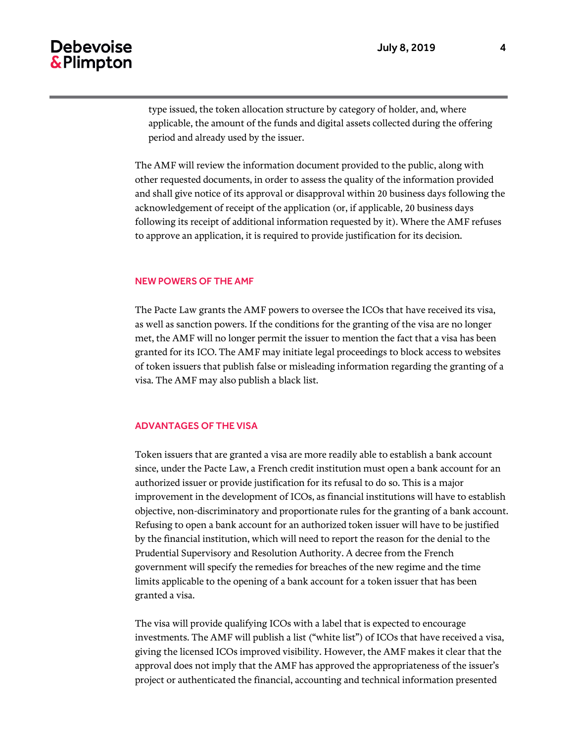type issued, the token allocation structure by category of holder, and, where applicable, the amount of the funds and digital assets collected during the offering period and already used by the issuer.

The AMF will review the information document provided to the public, along with other requested documents, in order to assess the quality of the information provided and shall give notice of its approval or disapproval within 20 business days following the acknowledgement of receipt of the application (or, if applicable, 20 business days following its receipt of additional information requested by it). Where the AMF refuses to approve an application, it is required to provide justification for its decision.

## NEW POWERS OF THE AMF

The Pacte Law grants the AMF powers to oversee the ICOs that have received its visa, as well as sanction powers. If the conditions for the granting of the visa are no longer met, the AMF will no longer permit the issuer to mention the fact that a visa has been granted for its ICO. The AMF may initiate legal proceedings to block access to websites of token issuers that publish false or misleading information regarding the granting of a visa. The AMF may also publish a black list.

## ADVANTAGES OF THE VISA

Token issuers that are granted a visa are more readily able to establish a bank account since, under the Pacte Law, a French credit institution must open a bank account for an authorized issuer or provide justification for its refusal to do so. This is a major improvement in the development of ICOs, as financial institutions will have to establish objective, non-discriminatory and proportionate rules for the granting of a bank account. Refusing to open a bank account for an authorized token issuer will have to be justified by the financial institution, which will need to report the reason for the denial to the Prudential Supervisory and Resolution Authority. A decree from the French government will specify the remedies for breaches of the new regime and the time limits applicable to the opening of a bank account for a token issuer that has been granted a visa.

The visa will provide qualifying ICOs with a label that is expected to encourage investments. The AMF will publish a list ("white list") of ICOs that have received a visa, giving the licensed ICOs improved visibility. However, the AMF makes it clear that the approval does not imply that the AMF has approved the appropriateness of the issuer's project or authenticated the financial, accounting and technical information presented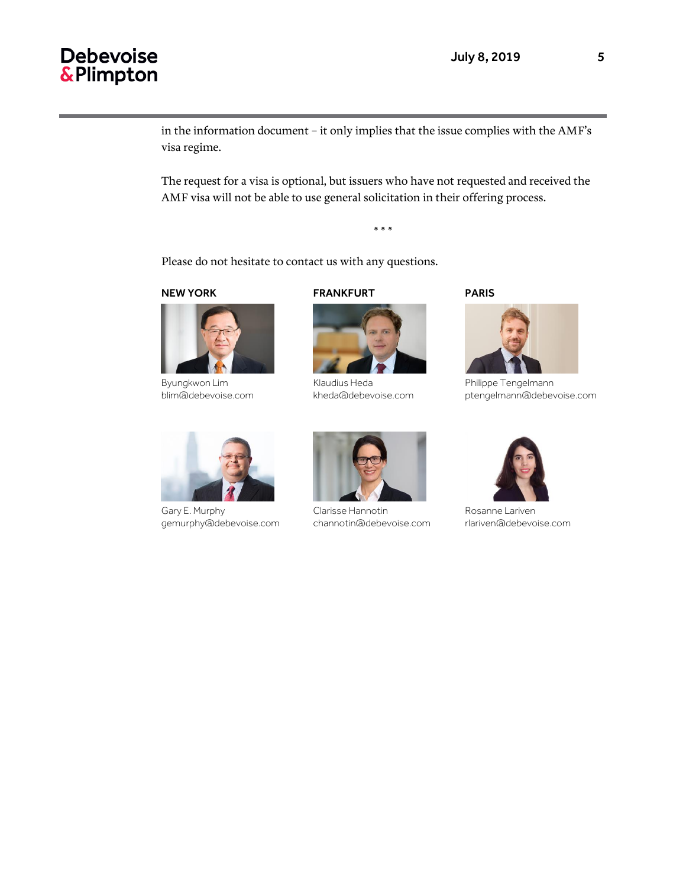in the information document – it only implies that the issue complies with the AMF's visa regime.

The request for a visa is optional, but issuers who have not requested and received the AMF visa will not be able to use general solicitation in their offering process.

\* \* \*

Please do not hesitate to contact us with any questions.

**NEW YORK**

Byungkwon Lim
blim@debevoise.com

Gary E. Murphy
gemurphy@debevoise.com

**FRANKFURT**

Klaudius Heda
kheda@debevoise.com

Clarisse Hannotin
channotin@debevoise.com

**PARIS**

Philippe Tengelmann
ptengelmann@debevoise.com

Rosanne Lariven
rlariven@debevoise.com